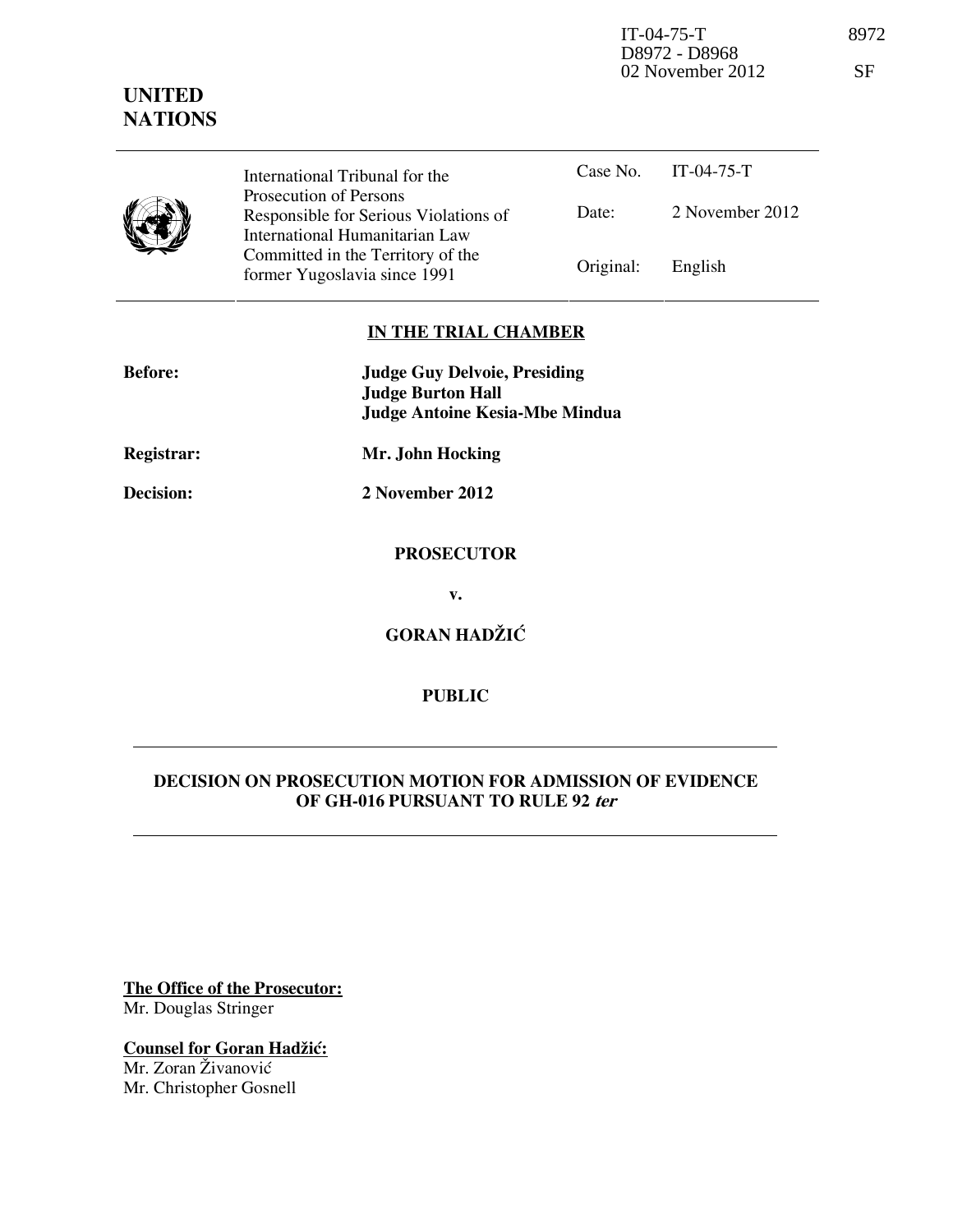IT-04-75-T
D8972 - D8968
02 November 2012

8972

SF

**UNITED NATIONS**

| International Tribunal for the Prosecution of Persons Responsible for Serious Violations of International Humanitarian Law Committed in the Territory of the former Yugoslavia since 1991 | Case No. | IT-04-75-T |
|---|---|---|
| | Date: | 2 November 2012 |
| | Original: | English |

**IN THE TRIAL CHAMBER**

**Before:** **Judge Guy Delvoie, Presiding**
**Judge Burton Hall**
**Judge Antoine Kesia-Mbe Mindua**

**Registrar:** **Mr. John Hocking**

**Decision:** **2 November 2012**

**PROSECUTOR**

**v.**

**GORAN HADŽIĆ**

**PUBLIC**

**DECISION ON PROSECUTION MOTION FOR ADMISSION OF EVIDENCE OF GH-016 PURSUANT TO RULE 92 *ter***

**The Office of the Prosecutor:**
Mr. Douglas Stringer

**Counsel for Goran Hadžić:**
Mr. Zoran Živanović
Mr. Christopher Gosnell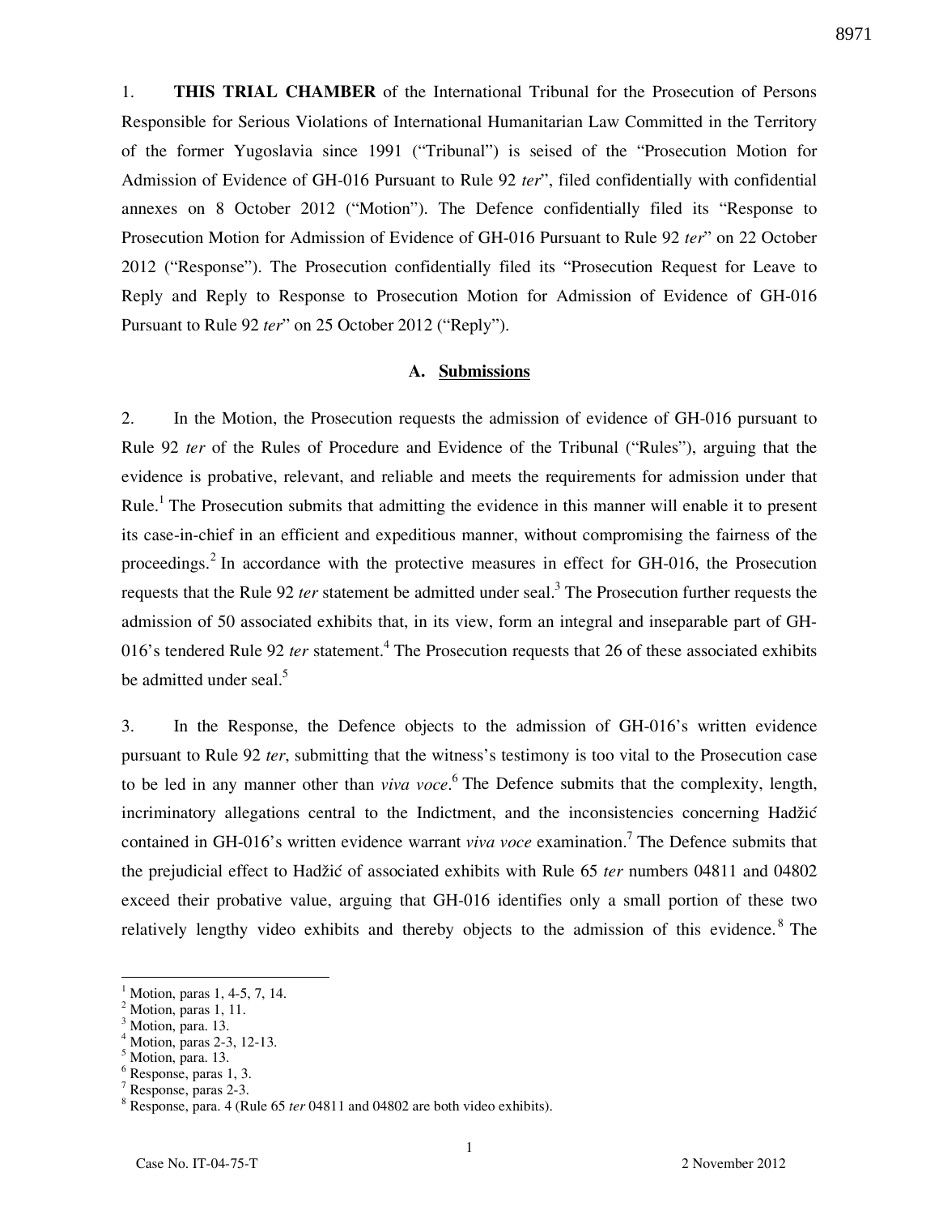1. **THIS TRIAL CHAMBER** of the International Tribunal for the Prosecution of Persons Responsible for Serious Violations of International Humanitarian Law Committed in the Territory of the former Yugoslavia since 1991 ("Tribunal") is seised of the "Prosecution Motion for Admission of Evidence of GH-016 Pursuant to Rule 92 *ter*", filed confidentially with confidential annexes on 8 October 2012 ("Motion"). The Defence confidentially filed its "Response to Prosecution Motion for Admission of Evidence of GH-016 Pursuant to Rule 92 *ter*" on 22 October 2012 ("Response"). The Prosecution confidentially filed its "Prosecution Request for Leave to Reply and Reply to Response to Prosecution Motion for Admission of Evidence of GH-016 Pursuant to Rule 92 *ter*" on 25 October 2012 ("Reply").

### A. Submissions

2. In the Motion, the Prosecution requests the admission of evidence of GH-016 pursuant to Rule 92 *ter* of the Rules of Procedure and Evidence of the Tribunal ("Rules"), arguing that the evidence is probative, relevant, and reliable and meets the requirements for admission under that Rule.[1] The Prosecution submits that admitting the evidence in this manner will enable it to present its case-in-chief in an efficient and expeditious manner, without compromising the fairness of the proceedings.[2] In accordance with the protective measures in effect for GH-016, the Prosecution requests that the Rule 92 *ter* statement be admitted under seal.[3] The Prosecution further requests the admission of 50 associated exhibits that, in its view, form an integral and inseparable part of GH-016's tendered Rule 92 *ter* statement.[4] The Prosecution requests that 26 of these associated exhibits be admitted under seal.[5]

3. In the Response, the Defence objects to the admission of GH-016's written evidence pursuant to Rule 92 *ter*, submitting that the witness's testimony is too vital to the Prosecution case to be led in any manner other than *viva voce*.[6] The Defence submits that the complexity, length, incriminatory allegations central to the Indictment, and the inconsistencies concerning Hadžić contained in GH-016's written evidence warrant *viva voce* examination.[7] The Defence submits that the prejudicial effect to Hadžić of associated exhibits with Rule 65 *ter* numbers 04811 and 04802 exceed their probative value, arguing that GH-016 identifies only a small portion of these two relatively lengthy video exhibits and thereby objects to the admission of this evidence.[8] The

---

[1] Motion, paras 1, 4-5, 7, 14.
[2] Motion, paras 1, 11.
[3] Motion, para. 13.
[4] Motion, paras 2-3, 12-13.
[5] Motion, para. 13.
[6] Response, paras 1, 3.
[7] Response, paras 2-3.
[8] Response, para. 4 (Rule 65 *ter* 04811 and 04802 are both video exhibits).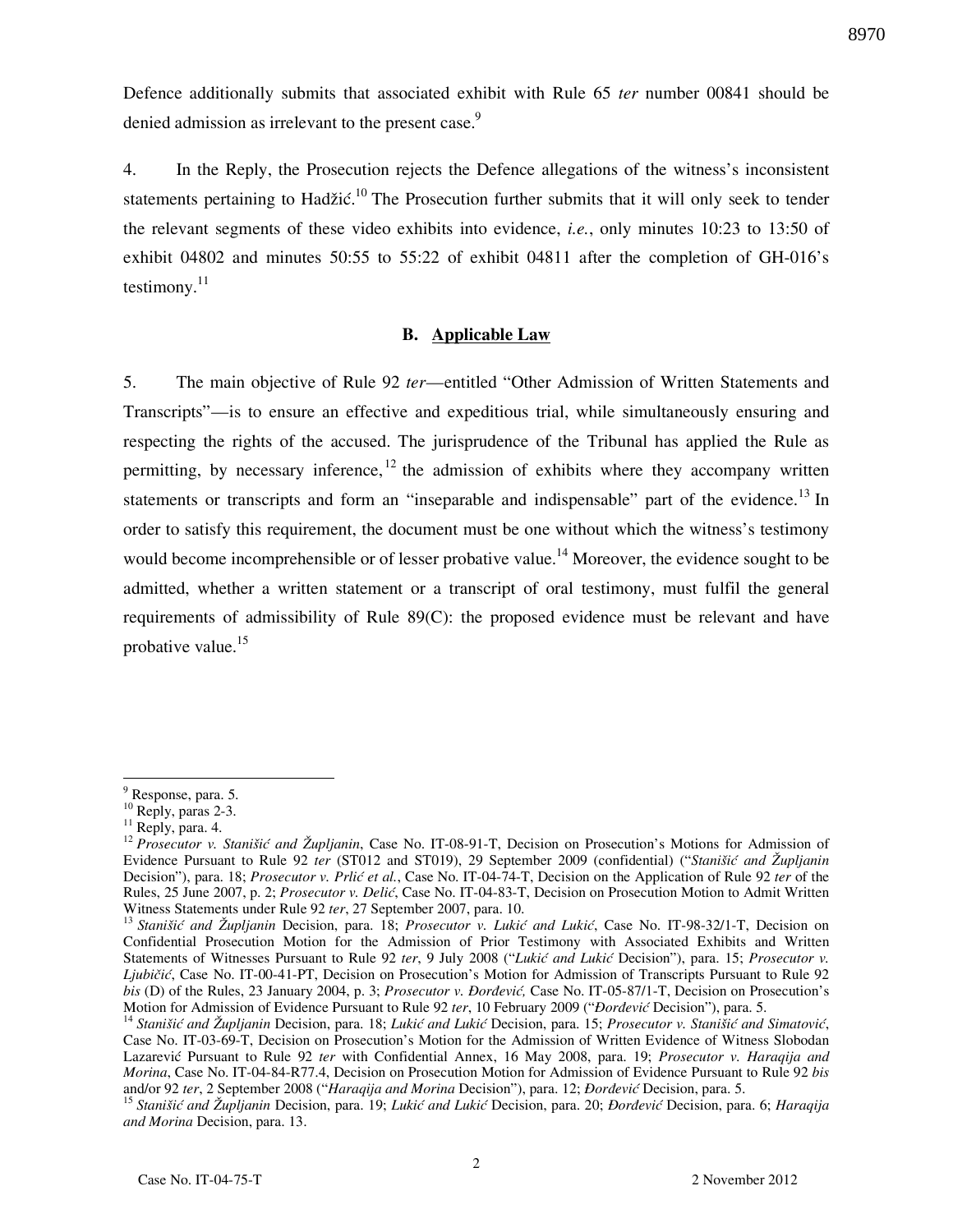Defence additionally submits that associated exhibit with Rule 65 *ter* number 00841 should be denied admission as irrelevant to the present case.[9]

4. In the Reply, the Prosecution rejects the Defence allegations of the witness's inconsistent statements pertaining to Hadžić.[10] The Prosecution further submits that it will only seek to tender the relevant segments of these video exhibits into evidence, *i.e.*, only minutes 10:23 to 13:50 of exhibit 04802 and minutes 50:55 to 55:22 of exhibit 04811 after the completion of GH-016's testimony.[11]

## B. Applicable Law

5. The main objective of Rule 92 *ter*—entitled "Other Admission of Written Statements and Transcripts"—is to ensure an effective and expeditious trial, while simultaneously ensuring and respecting the rights of the accused. The jurisprudence of the Tribunal has applied the Rule as permitting, by necessary inference,[12] the admission of exhibits where they accompany written statements or transcripts and form an "inseparable and indispensable" part of the evidence.[13] In order to satisfy this requirement, the document must be one without which the witness's testimony would become incomprehensible or of lesser probative value.[14] Moreover, the evidence sought to be admitted, whether a written statement or a transcript of oral testimony, must fulfil the general requirements of admissibility of Rule 89(C): the proposed evidence must be relevant and have probative value.[15]

---

[9] Response, para. 5.

[10] Reply, paras 2-3.

[11] Reply, para. 4.

[12] *Prosecutor v. Stanišić and Župljanin*, Case No. IT-08-91-T, Decision on Prosecution's Motions for Admission of Evidence Pursuant to Rule 92 *ter* (ST012 and ST019), 29 September 2009 (confidential) ("*Stanišić and Župljanin* Decision"), para. 18; *Prosecutor v. Prlić et al.*, Case No. IT-04-74-T, Decision on the Application of Rule 92 *ter* of the Rules, 25 June 2007, p. 2; *Prosecutor v. Delić*, Case No. IT-04-83-T, Decision on Prosecution Motion to Admit Written Witness Statements under Rule 92 *ter*, 27 September 2007, para. 10.

[13] *Stanišić and Župljanin* Decision, para. 18; *Prosecutor v. Lukić and Lukić*, Case No. IT-98-32/1-T, Decision on Confidential Prosecution Motion for the Admission of Prior Testimony with Associated Exhibits and Written Statements of Witnesses Pursuant to Rule 92 *ter*, 9 July 2008 ("*Lukić and Lukić* Decision"), para. 15; *Prosecutor v. Ljubičić*, Case No. IT-00-41-PT, Decision on Prosecution's Motion for Admission of Transcripts Pursuant to Rule 92 *bis* (D) of the Rules, 23 January 2004, p. 3; *Prosecutor v. Đorđević,* Case No. IT-05-87/1-T, Decision on Prosecution's Motion for Admission of Evidence Pursuant to Rule 92 *ter*, 10 February 2009 ("*Đorđević* Decision"), para. 5.

[14] *Stanišić and Župljanin* Decision, para. 18; *Lukić and Lukić* Decision, para. 15; *Prosecutor v. Stanišić and Simatović*, Case No. IT-03-69-T, Decision on Prosecution's Motion for the Admission of Written Evidence of Witness Slobodan Lazarević Pursuant to Rule 92 *ter* with Confidential Annex, 16 May 2008, para. 19; *Prosecutor v. Haraqija and Morina*, Case No. IT-04-84-R77.4, Decision on Prosecution Motion for Admission of Evidence Pursuant to Rule 92 *bis* and/or 92 *ter*, 2 September 2008 ("*Haraqija and Morina* Decision"), para. 12; *Đorđević* Decision, para. 5.

[15] *Stanišić and Župljanin* Decision, para. 19; *Lukić and Lukić* Decision, para. 20; *Đorđević* Decision, para. 6; *Haraqija and Morina* Decision, para. 13.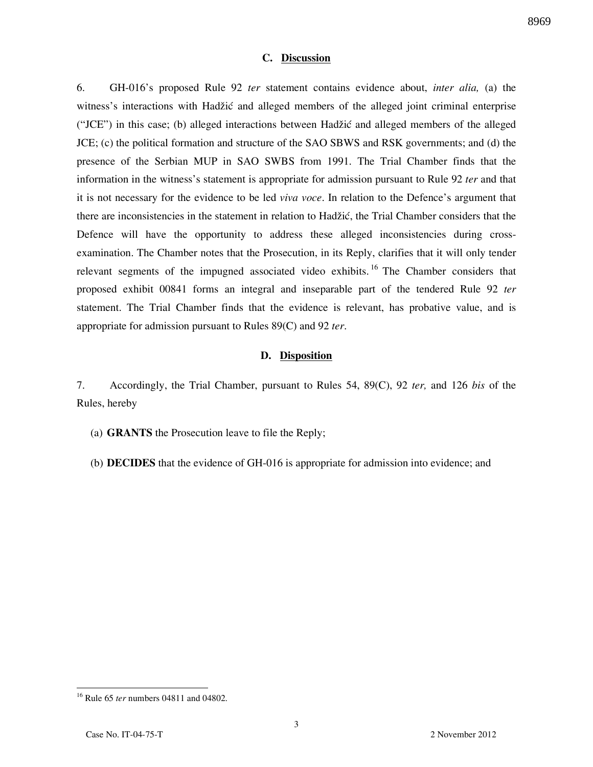### C. Discussion

6. GH-016's proposed Rule 92 *ter* statement contains evidence about, *inter alia,* (a) the witness's interactions with Hadžić and alleged members of the alleged joint criminal enterprise ("JCE") in this case; (b) alleged interactions between Hadžić and alleged members of the alleged JCE; (c) the political formation and structure of the SAO SBWS and RSK governments; and (d) the presence of the Serbian MUP in SAO SWBS from 1991. The Trial Chamber finds that the information in the witness's statement is appropriate for admission pursuant to Rule 92 *ter* and that it is not necessary for the evidence to be led *viva voce*. In relation to the Defence's argument that there are inconsistencies in the statement in relation to Hadžić, the Trial Chamber considers that the Defence will have the opportunity to address these alleged inconsistencies during cross-examination. The Chamber notes that the Prosecution, in its Reply, clarifies that it will only tender relevant segments of the impugned associated video exhibits.[16] The Chamber considers that proposed exhibit 00841 forms an integral and inseparable part of the tendered Rule 92 *ter* statement. The Trial Chamber finds that the evidence is relevant, has probative value, and is appropriate for admission pursuant to Rules 89(C) and 92 *ter*.

### D. Disposition

7. Accordingly, the Trial Chamber, pursuant to Rules 54, 89(C), 92 *ter,* and 126 *bis* of the Rules, hereby

(a) **GRANTS** the Prosecution leave to file the Reply;

(b) **DECIDES** that the evidence of GH-016 is appropriate for admission into evidence; and

---

[16] Rule 65 *ter* numbers 04811 and 04802.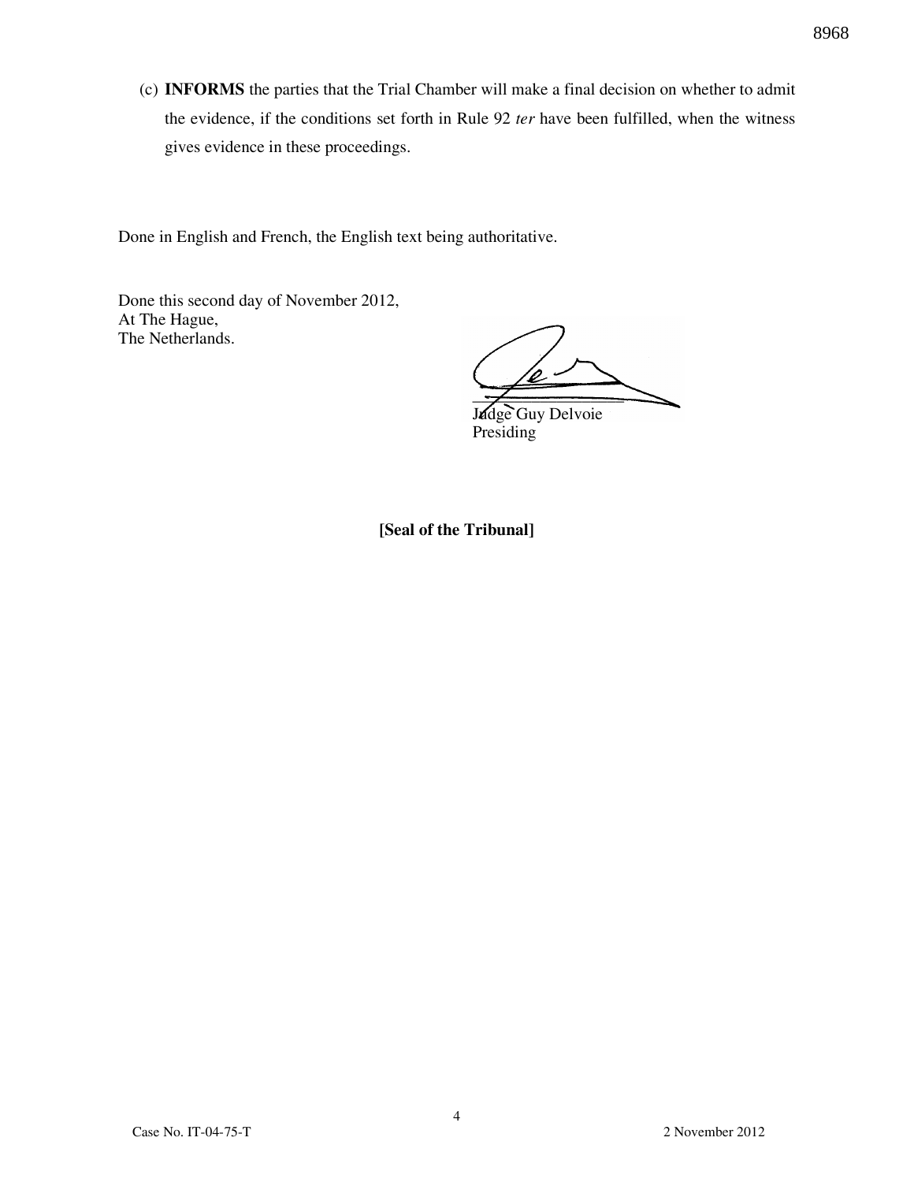(c) **INFORMS** the parties that the Trial Chamber will make a final decision on whether to admit the evidence, if the conditions set forth in Rule 92 *ter* have been fulfilled, when the witness gives evidence in these proceedings.

Done in English and French, the English text being authoritative.

Done this second day of November 2012,
At The Hague,
The Netherlands.

Judge Guy Delvoie
Presiding

**[Seal of the Tribunal]**